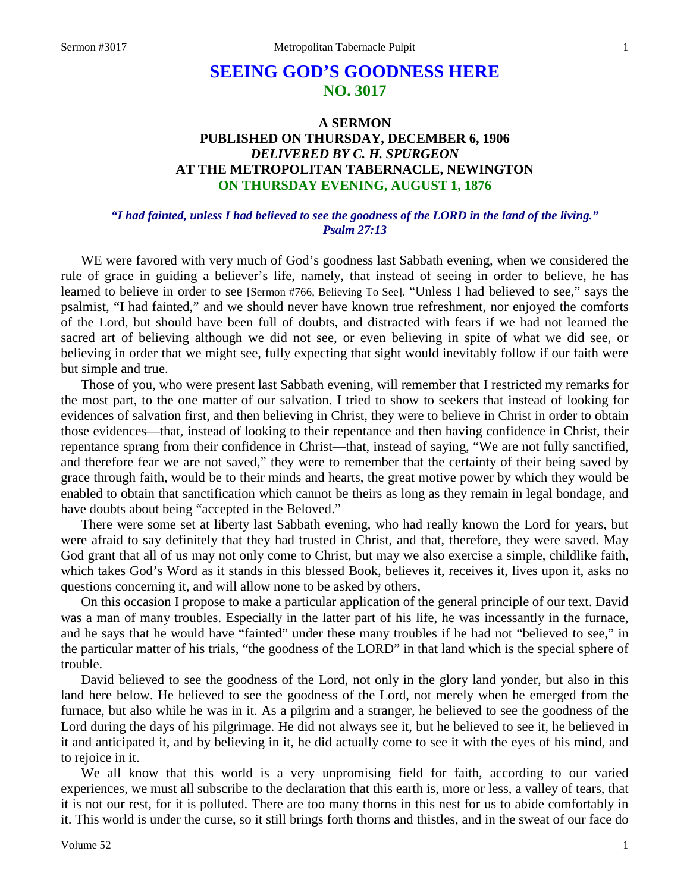# SEEING GOD'S GOODNESS HERE
## NO. 3017

### A SERMON
### PUBLISHED ON THURSDAY, DECEMBER 6, 1906
### *DELIVERED BY C. H. SPURGEON*
### AT THE METROPOLITAN TABERNACLE, NEWINGTON
### ON THURSDAY EVENING, AUGUST 1, 1876

***"I had fainted, unless I had believed to see the goodness of the LORD in the land of the living." Psalm 27:13***

WE were favored with very much of God's goodness last Sabbath evening, when we considered the rule of grace in guiding a believer's life, namely, that instead of seeing in order to believe, he has learned to believe in order to see [Sermon #766, Believing To See]. "Unless I had believed to see," says the psalmist, "I had fainted," and we should never have known true refreshment, nor enjoyed the comforts of the Lord, but should have been full of doubts, and distracted with fears if we had not learned the sacred art of believing although we did not see, or even believing in spite of what we did see, or believing in order that we might see, fully expecting that sight would inevitably follow if our faith were but simple and true.

Those of you, who were present last Sabbath evening, will remember that I restricted my remarks for the most part, to the one matter of our salvation. I tried to show to seekers that instead of looking for evidences of salvation first, and then believing in Christ, they were to believe in Christ in order to obtain those evidences—that, instead of looking to their repentance and then having confidence in Christ, their repentance sprang from their confidence in Christ—that, instead of saying, "We are not fully sanctified, and therefore fear we are not saved," they were to remember that the certainty of their being saved by grace through faith, would be to their minds and hearts, the great motive power by which they would be enabled to obtain that sanctification which cannot be theirs as long as they remain in legal bondage, and have doubts about being "accepted in the Beloved."

There were some set at liberty last Sabbath evening, who had really known the Lord for years, but were afraid to say definitely that they had trusted in Christ, and that, therefore, they were saved. May God grant that all of us may not only come to Christ, but may we also exercise a simple, childlike faith, which takes God's Word as it stands in this blessed Book, believes it, receives it, lives upon it, asks no questions concerning it, and will allow none to be asked by others,

On this occasion I propose to make a particular application of the general principle of our text. David was a man of many troubles. Especially in the latter part of his life, he was incessantly in the furnace, and he says that he would have "fainted" under these many troubles if he had not "believed to see," in the particular matter of his trials, "the goodness of the LORD" in that land which is the special sphere of trouble.

David believed to see the goodness of the Lord, not only in the glory land yonder, but also in this land here below. He believed to see the goodness of the Lord, not merely when he emerged from the furnace, but also while he was in it. As a pilgrim and a stranger, he believed to see the goodness of the Lord during the days of his pilgrimage. He did not always see it, but he believed to see it, he believed in it and anticipated it, and by believing in it, he did actually come to see it with the eyes of his mind, and to rejoice in it.

We all know that this world is a very unpromising field for faith, according to our varied experiences, we must all subscribe to the declaration that this earth is, more or less, a valley of tears, that it is not our rest, for it is polluted. There are too many thorns in this nest for us to abide comfortably in it. This world is under the curse, so it still brings forth thorns and thistles, and in the sweat of our face do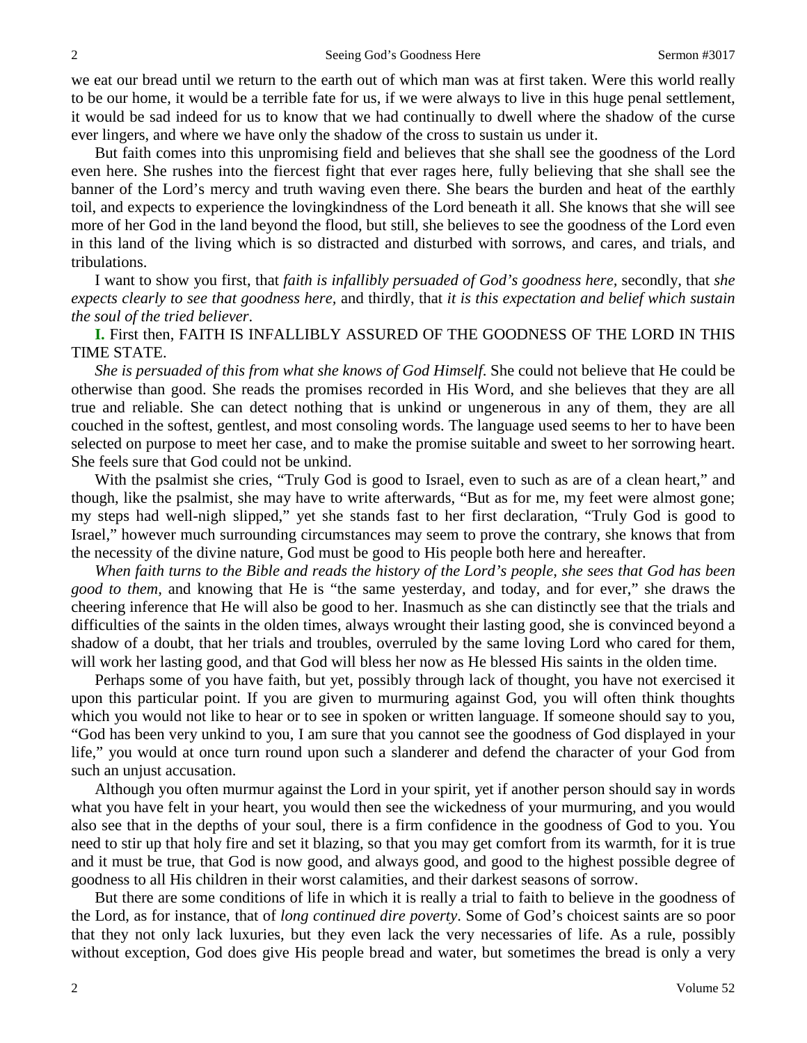we eat our bread until we return to the earth out of which man was at first taken. Were this world really to be our home, it would be a terrible fate for us, if we were always to live in this huge penal settlement, it would be sad indeed for us to know that we had continually to dwell where the shadow of the curse ever lingers, and where we have only the shadow of the cross to sustain us under it.

But faith comes into this unpromising field and believes that she shall see the goodness of the Lord even here. She rushes into the fiercest fight that ever rages here, fully believing that she shall see the banner of the Lord's mercy and truth waving even there. She bears the burden and heat of the earthly toil, and expects to experience the lovingkindness of the Lord beneath it all. She knows that she will see more of her God in the land beyond the flood, but still, she believes to see the goodness of the Lord even in this land of the living which is so distracted and disturbed with sorrows, and cares, and trials, and tribulations.

I want to show you first, that *faith is infallibly persuaded of God's goodness here,* secondly, that *she expects clearly to see that goodness here,* and thirdly, that *it is this expectation and belief which sustain the soul of the tried believer*.

**I.** First then, FAITH IS INFALLIBLY ASSURED OF THE GOODNESS OF THE LORD IN THIS TIME STATE.

*She is persuaded of this from what she knows of God Himself*. She could not believe that He could be otherwise than good. She reads the promises recorded in His Word, and she believes that they are all true and reliable. She can detect nothing that is unkind or ungenerous in any of them, they are all couched in the softest, gentlest, and most consoling words. The language used seems to her to have been selected on purpose to meet her case, and to make the promise suitable and sweet to her sorrowing heart. She feels sure that God could not be unkind.

With the psalmist she cries, "Truly God is good to Israel, even to such as are of a clean heart," and though, like the psalmist, she may have to write afterwards, "But as for me, my feet were almost gone; my steps had well-nigh slipped," yet she stands fast to her first declaration, "Truly God is good to Israel," however much surrounding circumstances may seem to prove the contrary, she knows that from the necessity of the divine nature, God must be good to His people both here and hereafter.

*When faith turns to the Bible and reads the history of the Lord's people, she sees that God has been good to them,* and knowing that He is "the same yesterday, and today, and for ever," she draws the cheering inference that He will also be good to her. Inasmuch as she can distinctly see that the trials and difficulties of the saints in the olden times, always wrought their lasting good, she is convinced beyond a shadow of a doubt, that her trials and troubles, overruled by the same loving Lord who cared for them, will work her lasting good, and that God will bless her now as He blessed His saints in the olden time.

Perhaps some of you have faith, but yet, possibly through lack of thought, you have not exercised it upon this particular point. If you are given to murmuring against God, you will often think thoughts which you would not like to hear or to see in spoken or written language. If someone should say to you, "God has been very unkind to you, I am sure that you cannot see the goodness of God displayed in your life," you would at once turn round upon such a slanderer and defend the character of your God from such an unjust accusation.

Although you often murmur against the Lord in your spirit, yet if another person should say in words what you have felt in your heart, you would then see the wickedness of your murmuring, and you would also see that in the depths of your soul, there is a firm confidence in the goodness of God to you. You need to stir up that holy fire and set it blazing, so that you may get comfort from its warmth, for it is true and it must be true, that God is now good, and always good, and good to the highest possible degree of goodness to all His children in their worst calamities, and their darkest seasons of sorrow.

But there are some conditions of life in which it is really a trial to faith to believe in the goodness of the Lord, as for instance, that of *long continued dire poverty*. Some of God's choicest saints are so poor that they not only lack luxuries, but they even lack the very necessaries of life. As a rule, possibly without exception, God does give His people bread and water, but sometimes the bread is only a very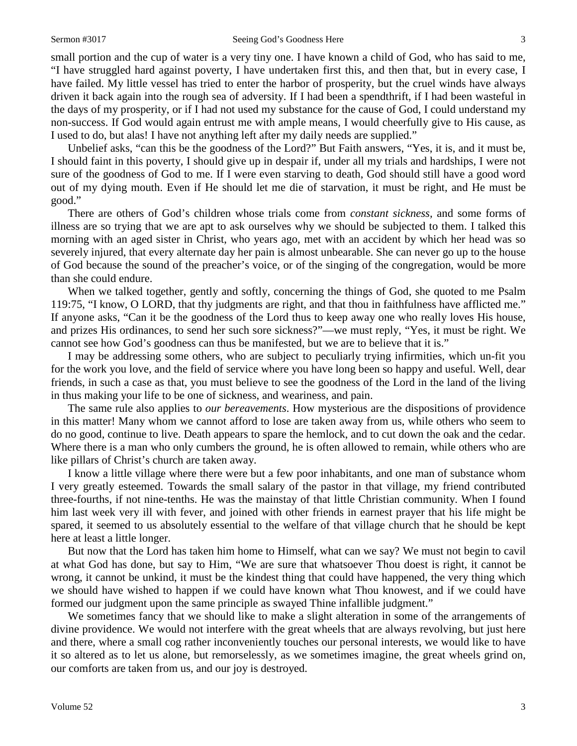small portion and the cup of water is a very tiny one. I have known a child of God, who has said to me, "I have struggled hard against poverty, I have undertaken first this, and then that, but in every case, I have failed. My little vessel has tried to enter the harbor of prosperity, but the cruel winds have always driven it back again into the rough sea of adversity. If I had been a spendthrift, if I had been wasteful in the days of my prosperity, or if I had not used my substance for the cause of God, I could understand my non-success. If God would again entrust me with ample means, I would cheerfully give to His cause, as I used to do, but alas! I have not anything left after my daily needs are supplied."

Unbelief asks, "can this be the goodness of the Lord?" But Faith answers, "Yes, it is, and it must be, I should faint in this poverty, I should give up in despair if, under all my trials and hardships, I were not sure of the goodness of God to me. If I were even starving to death, God should still have a good word out of my dying mouth. Even if He should let me die of starvation, it must be right, and He must be good."

There are others of God's children whose trials come from *constant sickness*, and some forms of illness are so trying that we are apt to ask ourselves why we should be subjected to them. I talked this morning with an aged sister in Christ, who years ago, met with an accident by which her head was so severely injured, that every alternate day her pain is almost unbearable. She can never go up to the house of God because the sound of the preacher's voice, or of the singing of the congregation, would be more than she could endure.

When we talked together, gently and softly, concerning the things of God, she quoted to me Psalm 119:75, "I know, O LORD, that thy judgments are right, and that thou in faithfulness have afflicted me." If anyone asks, "Can it be the goodness of the Lord thus to keep away one who really loves His house, and prizes His ordinances, to send her such sore sickness?"—we must reply, "Yes, it must be right. We cannot see how God's goodness can thus be manifested, but we are to believe that it is."

I may be addressing some others, who are subject to peculiarly trying infirmities, which un-fit you for the work you love, and the field of service where you have long been so happy and useful. Well, dear friends, in such a case as that, you must believe to see the goodness of the Lord in the land of the living in thus making your life to be one of sickness, and weariness, and pain.

The same rule also applies to *our bereavements*. How mysterious are the dispositions of providence in this matter! Many whom we cannot afford to lose are taken away from us, while others who seem to do no good, continue to live. Death appears to spare the hemlock, and to cut down the oak and the cedar. Where there is a man who only cumbers the ground, he is often allowed to remain, while others who are like pillars of Christ's church are taken away.

I know a little village where there were but a few poor inhabitants, and one man of substance whom I very greatly esteemed. Towards the small salary of the pastor in that village, my friend contributed three-fourths, if not nine-tenths. He was the mainstay of that little Christian community. When I found him last week very ill with fever, and joined with other friends in earnest prayer that his life might be spared, it seemed to us absolutely essential to the welfare of that village church that he should be kept here at least a little longer.

But now that the Lord has taken him home to Himself, what can we say? We must not begin to cavil at what God has done, but say to Him, "We are sure that whatsoever Thou doest is right, it cannot be wrong, it cannot be unkind, it must be the kindest thing that could have happened, the very thing which we should have wished to happen if we could have known what Thou knowest, and if we could have formed our judgment upon the same principle as swayed Thine infallible judgment."

We sometimes fancy that we should like to make a slight alteration in some of the arrangements of divine providence. We would not interfere with the great wheels that are always revolving, but just here and there, where a small cog rather inconveniently touches our personal interests, we would like to have it so altered as to let us alone, but remorselessly, as we sometimes imagine, the great wheels grind on, our comforts are taken from us, and our joy is destroyed.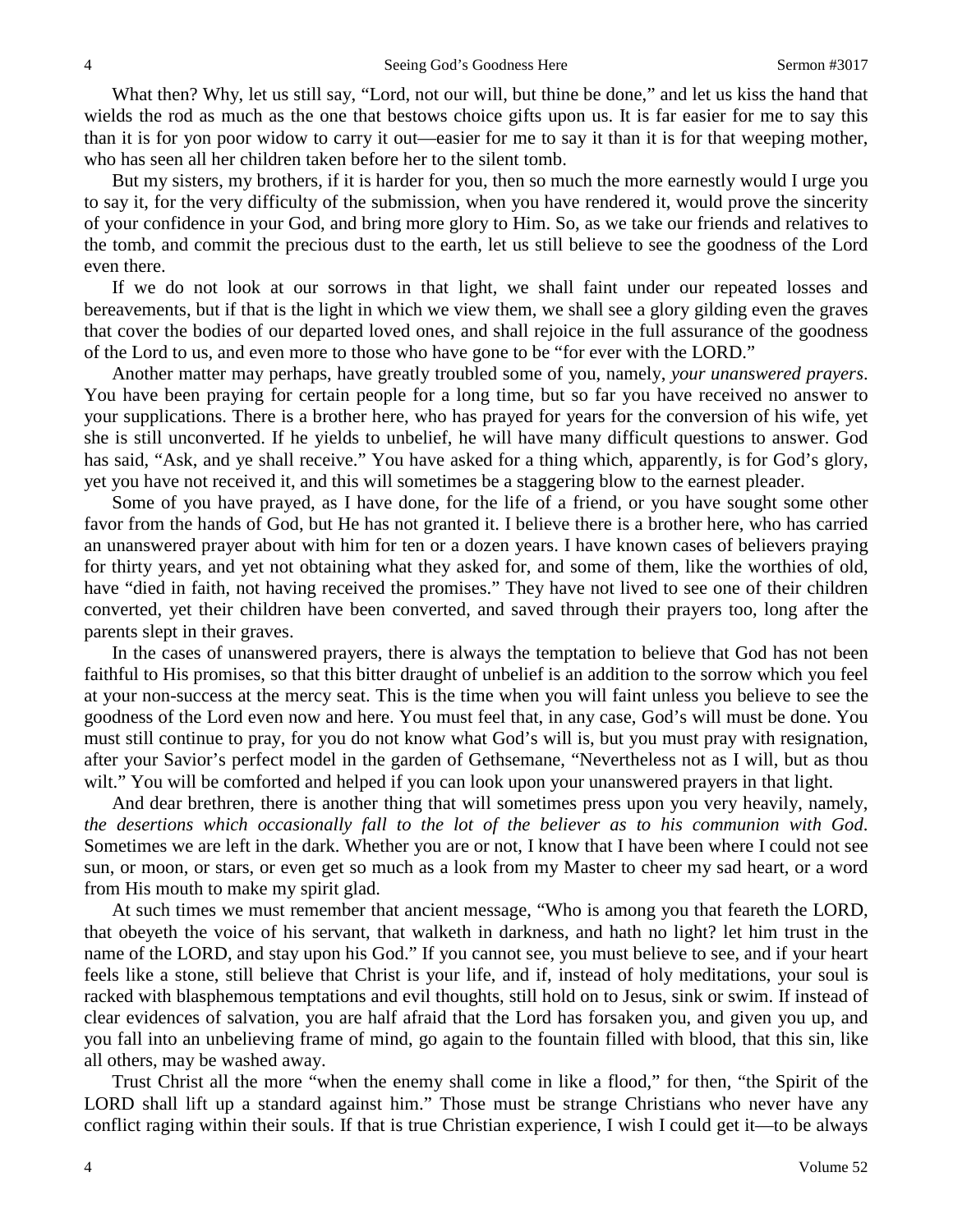What then? Why, let us still say, "Lord, not our will, but thine be done," and let us kiss the hand that wields the rod as much as the one that bestows choice gifts upon us. It is far easier for me to say this than it is for yon poor widow to carry it out—easier for me to say it than it is for that weeping mother, who has seen all her children taken before her to the silent tomb.

But my sisters, my brothers, if it is harder for you, then so much the more earnestly would I urge you to say it, for the very difficulty of the submission, when you have rendered it, would prove the sincerity of your confidence in your God, and bring more glory to Him. So, as we take our friends and relatives to the tomb, and commit the precious dust to the earth, let us still believe to see the goodness of the Lord even there.

If we do not look at our sorrows in that light, we shall faint under our repeated losses and bereavements, but if that is the light in which we view them, we shall see a glory gilding even the graves that cover the bodies of our departed loved ones, and shall rejoice in the full assurance of the goodness of the Lord to us, and even more to those who have gone to be "for ever with the LORD."

Another matter may perhaps, have greatly troubled some of you, namely, *your unanswered prayers*. You have been praying for certain people for a long time, but so far you have received no answer to your supplications. There is a brother here, who has prayed for years for the conversion of his wife, yet she is still unconverted. If he yields to unbelief, he will have many difficult questions to answer. God has said, "Ask, and ye shall receive." You have asked for a thing which, apparently, is for God's glory, yet you have not received it, and this will sometimes be a staggering blow to the earnest pleader.

Some of you have prayed, as I have done, for the life of a friend, or you have sought some other favor from the hands of God, but He has not granted it. I believe there is a brother here, who has carried an unanswered prayer about with him for ten or a dozen years. I have known cases of believers praying for thirty years, and yet not obtaining what they asked for, and some of them, like the worthies of old, have "died in faith, not having received the promises." They have not lived to see one of their children converted, yet their children have been converted, and saved through their prayers too, long after the parents slept in their graves.

In the cases of unanswered prayers, there is always the temptation to believe that God has not been faithful to His promises, so that this bitter draught of unbelief is an addition to the sorrow which you feel at your non-success at the mercy seat. This is the time when you will faint unless you believe to see the goodness of the Lord even now and here. You must feel that, in any case, God's will must be done. You must still continue to pray, for you do not know what God's will is, but you must pray with resignation, after your Savior's perfect model in the garden of Gethsemane, "Nevertheless not as I will, but as thou wilt." You will be comforted and helped if you can look upon your unanswered prayers in that light.

And dear brethren, there is another thing that will sometimes press upon you very heavily, namely, *the desertions which occasionally fall to the lot of the believer as to his communion with God*. Sometimes we are left in the dark. Whether you are or not, I know that I have been where I could not see sun, or moon, or stars, or even get so much as a look from my Master to cheer my sad heart, or a word from His mouth to make my spirit glad.

At such times we must remember that ancient message, "Who is among you that feareth the LORD, that obeyeth the voice of his servant, that walketh in darkness, and hath no light? let him trust in the name of the LORD, and stay upon his God." If you cannot see, you must believe to see, and if your heart feels like a stone, still believe that Christ is your life, and if, instead of holy meditations, your soul is racked with blasphemous temptations and evil thoughts, still hold on to Jesus, sink or swim. If instead of clear evidences of salvation, you are half afraid that the Lord has forsaken you, and given you up, and you fall into an unbelieving frame of mind, go again to the fountain filled with blood, that this sin, like all others, may be washed away.

Trust Christ all the more "when the enemy shall come in like a flood," for then, "the Spirit of the LORD shall lift up a standard against him." Those must be strange Christians who never have any conflict raging within their souls. If that is true Christian experience, I wish I could get it—to be always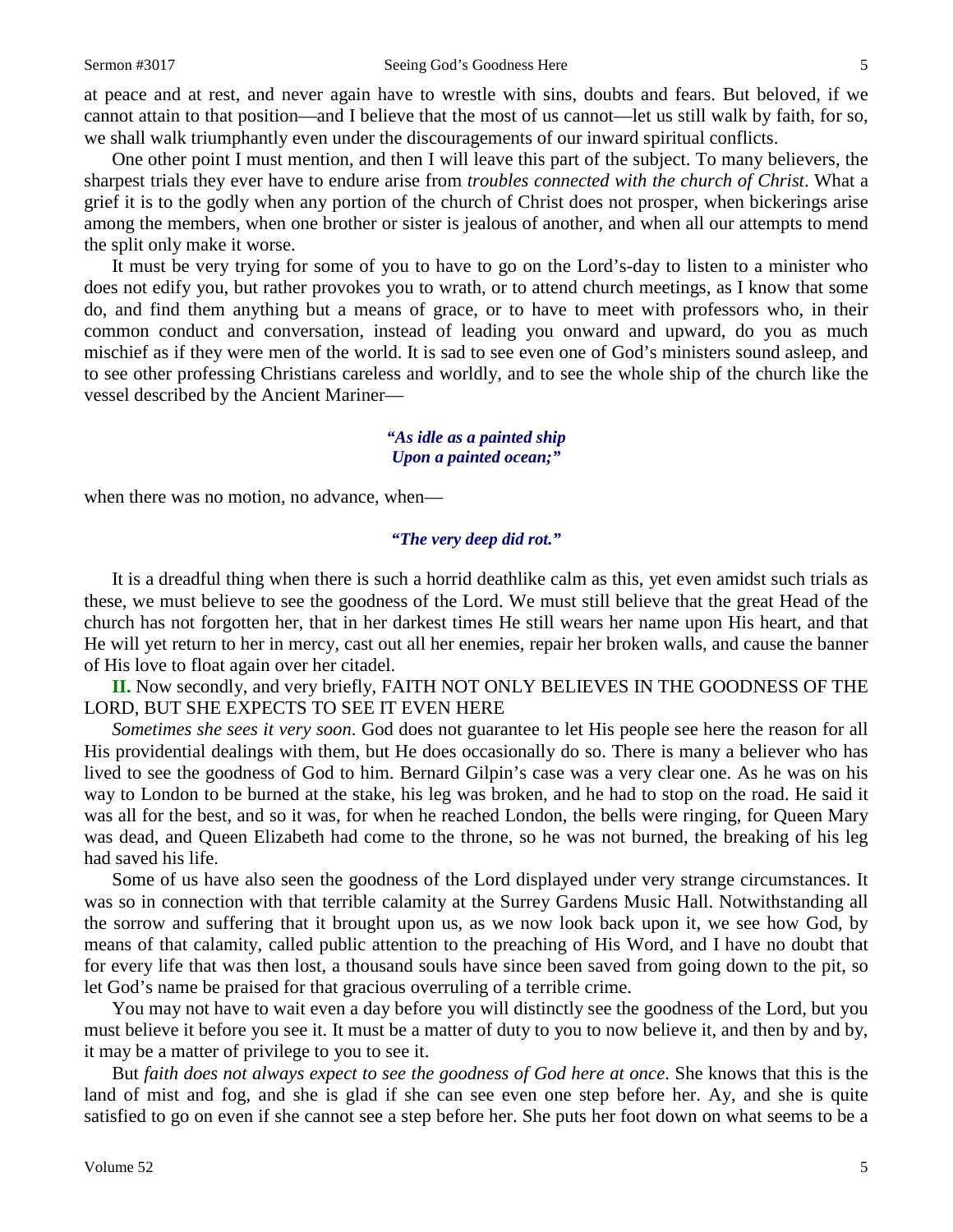at peace and at rest, and never again have to wrestle with sins, doubts and fears. But beloved, if we cannot attain to that position—and I believe that the most of us cannot—let us still walk by faith, for so, we shall walk triumphantly even under the discouragements of our inward spiritual conflicts.

One other point I must mention, and then I will leave this part of the subject. To many believers, the sharpest trials they ever have to endure arise from *troubles connected with the church of Christ*. What a grief it is to the godly when any portion of the church of Christ does not prosper, when bickerings arise among the members, when one brother or sister is jealous of another, and when all our attempts to mend the split only make it worse.

It must be very trying for some of you to have to go on the Lord's-day to listen to a minister who does not edify you, but rather provokes you to wrath, or to attend church meetings, as I know that some do, and find them anything but a means of grace, or to have to meet with professors who, in their common conduct and conversation, instead of leading you onward and upward, do you as much mischief as if they were men of the world. It is sad to see even one of God's ministers sound asleep, and to see other professing Christians careless and worldly, and to see the whole ship of the church like the vessel described by the Ancient Mariner—

> ***"As idle as a painted ship***
> ***Upon a painted ocean;"***

when there was no motion, no advance, when—

> ***"The very deep did rot."***

It is a dreadful thing when there is such a horrid deathlike calm as this, yet even amidst such trials as these, we must believe to see the goodness of the Lord. We must still believe that the great Head of the church has not forgotten her, that in her darkest times He still wears her name upon His heart, and that He will yet return to her in mercy, cast out all her enemies, repair her broken walls, and cause the banner of His love to float again over her citadel.

**II.** Now secondly, and very briefly, FAITH NOT ONLY BELIEVES IN THE GOODNESS OF THE LORD, BUT SHE EXPECTS TO SEE IT EVEN HERE

*Sometimes she sees it very soon*. God does not guarantee to let His people see here the reason for all His providential dealings with them, but He does occasionally do so. There is many a believer who has lived to see the goodness of God to him. Bernard Gilpin's case was a very clear one. As he was on his way to London to be burned at the stake, his leg was broken, and he had to stop on the road. He said it was all for the best, and so it was, for when he reached London, the bells were ringing, for Queen Mary was dead, and Queen Elizabeth had come to the throne, so he was not burned, the breaking of his leg had saved his life.

Some of us have also seen the goodness of the Lord displayed under very strange circumstances. It was so in connection with that terrible calamity at the Surrey Gardens Music Hall. Notwithstanding all the sorrow and suffering that it brought upon us, as we now look back upon it, we see how God, by means of that calamity, called public attention to the preaching of His Word, and I have no doubt that for every life that was then lost, a thousand souls have since been saved from going down to the pit, so let God's name be praised for that gracious overruling of a terrible crime.

You may not have to wait even a day before you will distinctly see the goodness of the Lord, but you must believe it before you see it. It must be a matter of duty to you to now believe it, and then by and by, it may be a matter of privilege to you to see it.

But *faith does not always expect to see the goodness of God here at once*. She knows that this is the land of mist and fog, and she is glad if she can see even one step before her. Ay, and she is quite satisfied to go on even if she cannot see a step before her. She puts her foot down on what seems to be a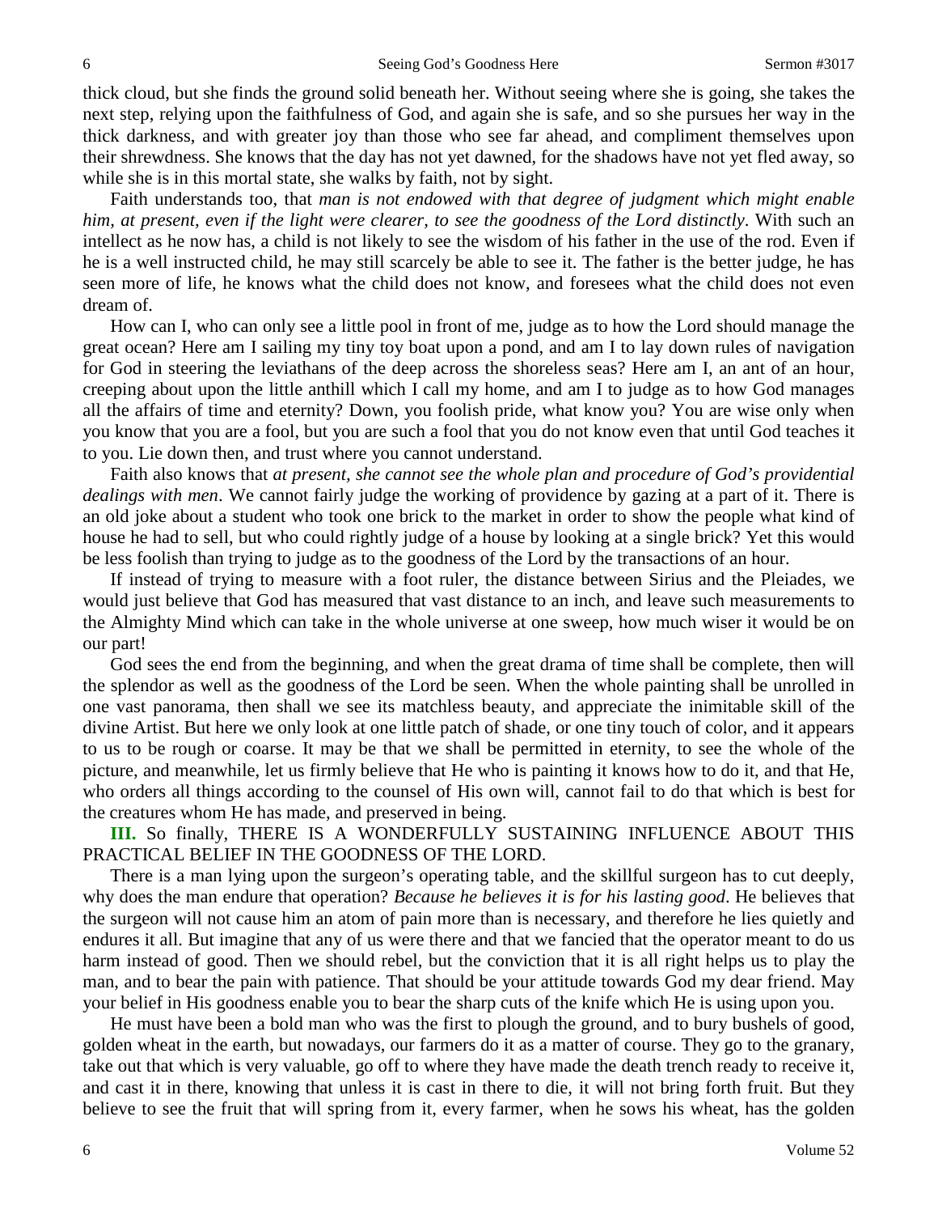thick cloud, but she finds the ground solid beneath her. Without seeing where she is going, she takes the next step, relying upon the faithfulness of God, and again she is safe, and so she pursues her way in the thick darkness, and with greater joy than those who see far ahead, and compliment themselves upon their shrewdness. She knows that the day has not yet dawned, for the shadows have not yet fled away, so while she is in this mortal state, she walks by faith, not by sight.

Faith understands too, that *man is not endowed with that degree of judgment which might enable him, at present, even if the light were clearer, to see the goodness of the Lord distinctly*. With such an intellect as he now has, a child is not likely to see the wisdom of his father in the use of the rod. Even if he is a well instructed child, he may still scarcely be able to see it. The father is the better judge, he has seen more of life, he knows what the child does not know, and foresees what the child does not even dream of.

How can I, who can only see a little pool in front of me, judge as to how the Lord should manage the great ocean? Here am I sailing my tiny toy boat upon a pond, and am I to lay down rules of navigation for God in steering the leviathans of the deep across the shoreless seas? Here am I, an ant of an hour, creeping about upon the little anthill which I call my home, and am I to judge as to how God manages all the affairs of time and eternity? Down, you foolish pride, what know you? You are wise only when you know that you are a fool, but you are such a fool that you do not know even that until God teaches it to you. Lie down then, and trust where you cannot understand.

Faith also knows that *at present, she cannot see the whole plan and procedure of God's providential dealings with men*. We cannot fairly judge the working of providence by gazing at a part of it. There is an old joke about a student who took one brick to the market in order to show the people what kind of house he had to sell, but who could rightly judge of a house by looking at a single brick? Yet this would be less foolish than trying to judge as to the goodness of the Lord by the transactions of an hour.

If instead of trying to measure with a foot ruler, the distance between Sirius and the Pleiades, we would just believe that God has measured that vast distance to an inch, and leave such measurements to the Almighty Mind which can take in the whole universe at one sweep, how much wiser it would be on our part!

God sees the end from the beginning, and when the great drama of time shall be complete, then will the splendor as well as the goodness of the Lord be seen. When the whole painting shall be unrolled in one vast panorama, then shall we see its matchless beauty, and appreciate the inimitable skill of the divine Artist. But here we only look at one little patch of shade, or one tiny touch of color, and it appears to us to be rough or coarse. It may be that we shall be permitted in eternity, to see the whole of the picture, and meanwhile, let us firmly believe that He who is painting it knows how to do it, and that He, who orders all things according to the counsel of His own will, cannot fail to do that which is best for the creatures whom He has made, and preserved in being.

**III.** So finally, THERE IS A WONDERFULLY SUSTAINING INFLUENCE ABOUT THIS PRACTICAL BELIEF IN THE GOODNESS OF THE LORD.

There is a man lying upon the surgeon's operating table, and the skillful surgeon has to cut deeply, why does the man endure that operation? *Because he believes it is for his lasting good*. He believes that the surgeon will not cause him an atom of pain more than is necessary, and therefore he lies quietly and endures it all. But imagine that any of us were there and that we fancied that the operator meant to do us harm instead of good. Then we should rebel, but the conviction that it is all right helps us to play the man, and to bear the pain with patience. That should be your attitude towards God my dear friend. May your belief in His goodness enable you to bear the sharp cuts of the knife which He is using upon you.

He must have been a bold man who was the first to plough the ground, and to bury bushels of good, golden wheat in the earth, but nowadays, our farmers do it as a matter of course. They go to the granary, take out that which is very valuable, go off to where they have made the death trench ready to receive it, and cast it in there, knowing that unless it is cast in there to die, it will not bring forth fruit. But they believe to see the fruit that will spring from it, every farmer, when he sows his wheat, has the golden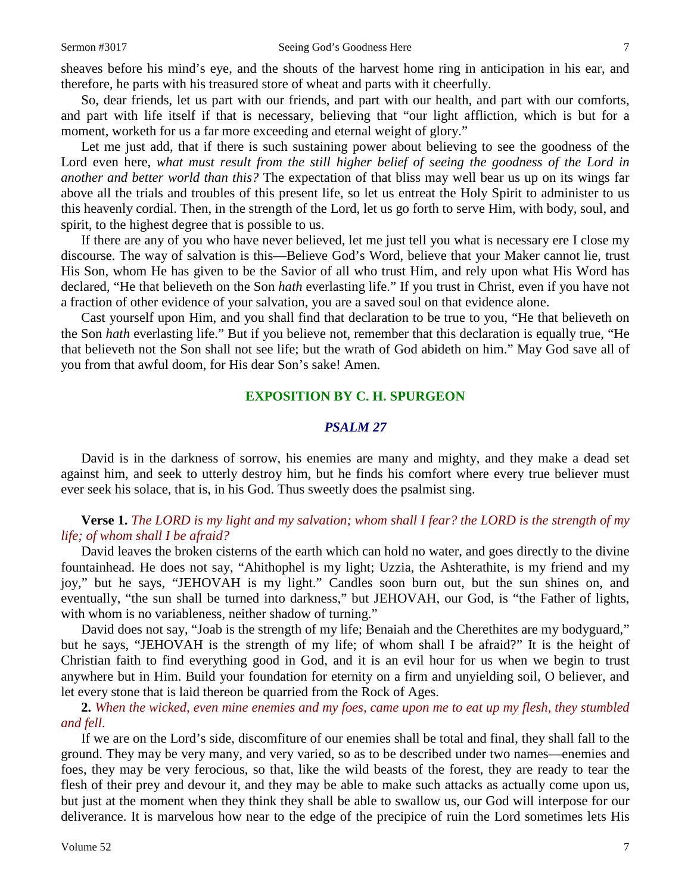sheaves before his mind's eye, and the shouts of the harvest home ring in anticipation in his ear, and therefore, he parts with his treasured store of wheat and parts with it cheerfully.

So, dear friends, let us part with our friends, and part with our health, and part with our comforts, and part with life itself if that is necessary, believing that "our light affliction, which is but for a moment, worketh for us a far more exceeding and eternal weight of glory."

Let me just add, that if there is such sustaining power about believing to see the goodness of the Lord even here, *what must result from the still higher belief of seeing the goodness of the Lord in another and better world than this?* The expectation of that bliss may well bear us up on its wings far above all the trials and troubles of this present life, so let us entreat the Holy Spirit to administer to us this heavenly cordial. Then, in the strength of the Lord, let us go forth to serve Him, with body, soul, and spirit, to the highest degree that is possible to us.

If there are any of you who have never believed, let me just tell you what is necessary ere I close my discourse. The way of salvation is this—Believe God's Word, believe that your Maker cannot lie, trust His Son, whom He has given to be the Savior of all who trust Him, and rely upon what His Word has declared, "He that believeth on the Son *hath* everlasting life." If you trust in Christ, even if you have not a fraction of other evidence of your salvation, you are a saved soul on that evidence alone.

Cast yourself upon Him, and you shall find that declaration to be true to you, "He that believeth on the Son *hath* everlasting life." But if you believe not, remember that this declaration is equally true, "He that believeth not the Son shall not see life; but the wrath of God abideth on him." May God save all of you from that awful doom, for His dear Son's sake! Amen.

## EXPOSITION BY C. H. SPURGEON

### *PSALM 27*

David is in the darkness of sorrow, his enemies are many and mighty, and they make a dead set against him, and seek to utterly destroy him, but he finds his comfort where every true believer must ever seek his solace, that is, in his God. Thus sweetly does the psalmist sing.

**Verse 1.** *The LORD is my light and my salvation; whom shall I fear? the LORD is the strength of my life; of whom shall I be afraid?*

David leaves the broken cisterns of the earth which can hold no water, and goes directly to the divine fountainhead. He does not say, "Ahithophel is my light; Uzzia, the Ashterathite, is my friend and my joy," but he says, "JEHOVAH is my light." Candles soon burn out, but the sun shines on, and eventually, "the sun shall be turned into darkness," but JEHOVAH, our God, is "the Father of lights, with whom is no variableness, neither shadow of turning."

David does not say, "Joab is the strength of my life; Benaiah and the Cherethites are my bodyguard," but he says, "JEHOVAH is the strength of my life; of whom shall I be afraid?" It is the height of Christian faith to find everything good in God, and it is an evil hour for us when we begin to trust anywhere but in Him. Build your foundation for eternity on a firm and unyielding soil, O believer, and let every stone that is laid thereon be quarried from the Rock of Ages.

**2.** *When the wicked, even mine enemies and my foes, came upon me to eat up my flesh, they stumbled and fell.*

If we are on the Lord's side, discomfiture of our enemies shall be total and final, they shall fall to the ground. They may be very many, and very varied, so as to be described under two names—enemies and foes, they may be very ferocious, so that, like the wild beasts of the forest, they are ready to tear the flesh of their prey and devour it, and they may be able to make such attacks as actually come upon us, but just at the moment when they think they shall be able to swallow us, our God will interpose for our deliverance. It is marvelous how near to the edge of the precipice of ruin the Lord sometimes lets His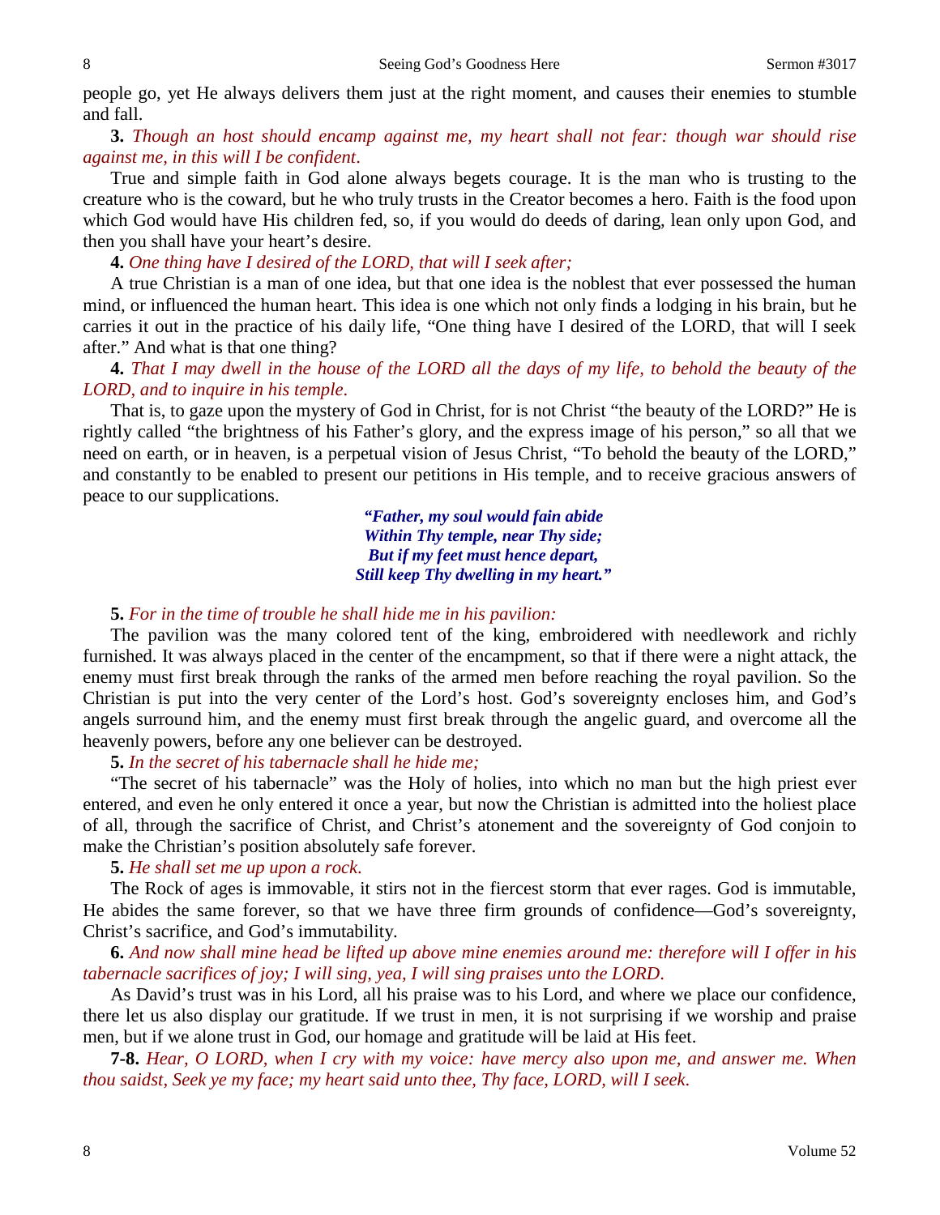people go, yet He always delivers them just at the right moment, and causes their enemies to stumble and fall.

**3.** *Though an host should encamp against me, my heart shall not fear: though war should rise against me, in this will I be confident.*

True and simple faith in God alone always begets courage. It is the man who is trusting to the creature who is the coward, but he who truly trusts in the Creator becomes a hero. Faith is the food upon which God would have His children fed, so, if you would do deeds of daring, lean only upon God, and then you shall have your heart's desire.

**4.** *One thing have I desired of the LORD, that will I seek after;*

A true Christian is a man of one idea, but that one idea is the noblest that ever possessed the human mind, or influenced the human heart. This idea is one which not only finds a lodging in his brain, but he carries it out in the practice of his daily life, "One thing have I desired of the LORD, that will I seek after." And what is that one thing?

**4.** *That I may dwell in the house of the LORD all the days of my life, to behold the beauty of the LORD, and to inquire in his temple.*

That is, to gaze upon the mystery of God in Christ, for is not Christ "the beauty of the LORD?" He is rightly called "the brightness of his Father's glory, and the express image of his person," so all that we need on earth, or in heaven, is a perpetual vision of Jesus Christ, "To behold the beauty of the LORD," and constantly to be enabled to present our petitions in His temple, and to receive gracious answers of peace to our supplications.

> ***"Father, my soul would fain abide***
> ***Within Thy temple, near Thy side;***
> ***But if my feet must hence depart,***
> ***Still keep Thy dwelling in my heart."***

**5.** *For in the time of trouble he shall hide me in his pavilion:*

The pavilion was the many colored tent of the king, embroidered with needlework and richly furnished. It was always placed in the center of the encampment, so that if there were a night attack, the enemy must first break through the ranks of the armed men before reaching the royal pavilion. So the Christian is put into the very center of the Lord's host. God's sovereignty encloses him, and God's angels surround him, and the enemy must first break through the angelic guard, and overcome all the heavenly powers, before any one believer can be destroyed.

**5.** *In the secret of his tabernacle shall he hide me;*

"The secret of his tabernacle" was the Holy of holies, into which no man but the high priest ever entered, and even he only entered it once a year, but now the Christian is admitted into the holiest place of all, through the sacrifice of Christ, and Christ's atonement and the sovereignty of God conjoin to make the Christian's position absolutely safe forever.

**5.** *He shall set me up upon a rock.*

The Rock of ages is immovable, it stirs not in the fiercest storm that ever rages. God is immutable, He abides the same forever, so that we have three firm grounds of confidence—God's sovereignty, Christ's sacrifice, and God's immutability.

**6.** *And now shall mine head be lifted up above mine enemies around me: therefore will I offer in his tabernacle sacrifices of joy; I will sing, yea, I will sing praises unto the LORD.*

As David's trust was in his Lord, all his praise was to his Lord, and where we place our confidence, there let us also display our gratitude. If we trust in men, it is not surprising if we worship and praise men, but if we alone trust in God, our homage and gratitude will be laid at His feet.

**7-8.** *Hear, O LORD, when I cry with my voice: have mercy also upon me, and answer me. When thou saidst, Seek ye my face; my heart said unto thee, Thy face, LORD, will I seek.*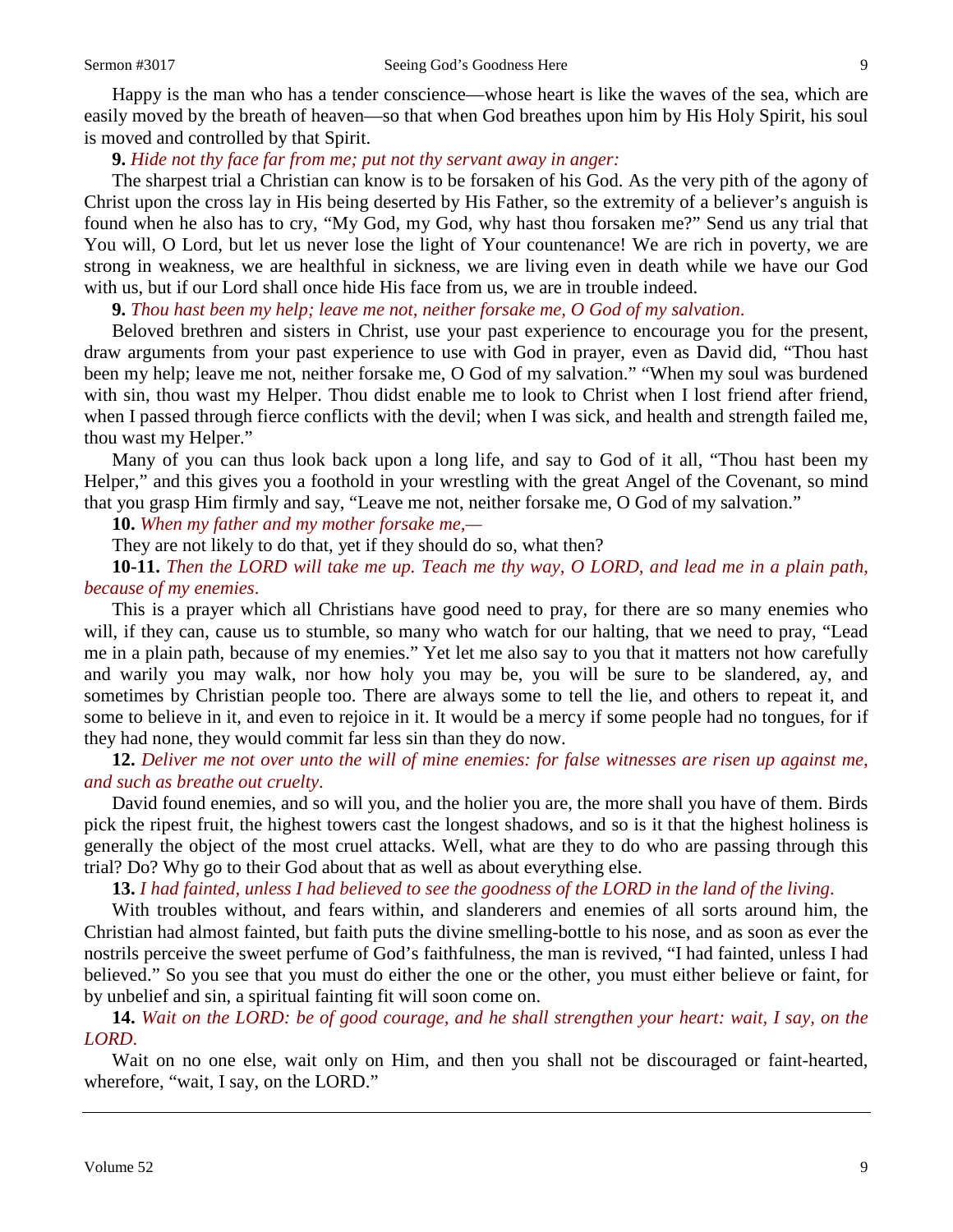Happy is the man who has a tender conscience—whose heart is like the waves of the sea, which are easily moved by the breath of heaven—so that when God breathes upon him by His Holy Spirit, his soul is moved and controlled by that Spirit.

**9.** *Hide not thy face far from me; put not thy servant away in anger:*

The sharpest trial a Christian can know is to be forsaken of his God. As the very pith of the agony of Christ upon the cross lay in His being deserted by His Father, so the extremity of a believer's anguish is found when he also has to cry, "My God, my God, why hast thou forsaken me?" Send us any trial that You will, O Lord, but let us never lose the light of Your countenance! We are rich in poverty, we are strong in weakness, we are healthful in sickness, we are living even in death while we have our God with us, but if our Lord shall once hide His face from us, we are in trouble indeed.

**9.** *Thou hast been my help; leave me not, neither forsake me, O God of my salvation.*

Beloved brethren and sisters in Christ, use your past experience to encourage you for the present, draw arguments from your past experience to use with God in prayer, even as David did, "Thou hast been my help; leave me not, neither forsake me, O God of my salvation." "When my soul was burdened with sin, thou wast my Helper. Thou didst enable me to look to Christ when I lost friend after friend, when I passed through fierce conflicts with the devil; when I was sick, and health and strength failed me, thou wast my Helper."

Many of you can thus look back upon a long life, and say to God of it all, "Thou hast been my Helper," and this gives you a foothold in your wrestling with the great Angel of the Covenant, so mind that you grasp Him firmly and say, "Leave me not, neither forsake me, O God of my salvation."

**10.** *When my father and my mother forsake me,—*

They are not likely to do that, yet if they should do so, what then?

**10-11.** *Then the LORD will take me up. Teach me thy way, O LORD, and lead me in a plain path, because of my enemies.*

This is a prayer which all Christians have good need to pray, for there are so many enemies who will, if they can, cause us to stumble, so many who watch for our halting, that we need to pray, "Lead me in a plain path, because of my enemies." Yet let me also say to you that it matters not how carefully and warily you may walk, nor how holy you may be, you will be sure to be slandered, ay, and sometimes by Christian people too. There are always some to tell the lie, and others to repeat it, and some to believe in it, and even to rejoice in it. It would be a mercy if some people had no tongues, for if they had none, they would commit far less sin than they do now.

**12.** *Deliver me not over unto the will of mine enemies: for false witnesses are risen up against me, and such as breathe out cruelty.*

David found enemies, and so will you, and the holier you are, the more shall you have of them. Birds pick the ripest fruit, the highest towers cast the longest shadows, and so is it that the highest holiness is generally the object of the most cruel attacks. Well, what are they to do who are passing through this trial? Do? Why go to their God about that as well as about everything else.

**13.** *I had fainted, unless I had believed to see the goodness of the LORD in the land of the living.*

With troubles without, and fears within, and slanderers and enemies of all sorts around him, the Christian had almost fainted, but faith puts the divine smelling-bottle to his nose, and as soon as ever the nostrils perceive the sweet perfume of God's faithfulness, the man is revived, "I had fainted, unless I had believed." So you see that you must do either the one or the other, you must either believe or faint, for by unbelief and sin, a spiritual fainting fit will soon come on.

**14.** *Wait on the LORD: be of good courage, and he shall strengthen your heart: wait, I say, on the LORD.*

Wait on no one else, wait only on Him, and then you shall not be discouraged or faint-hearted, wherefore, "wait, I say, on the LORD."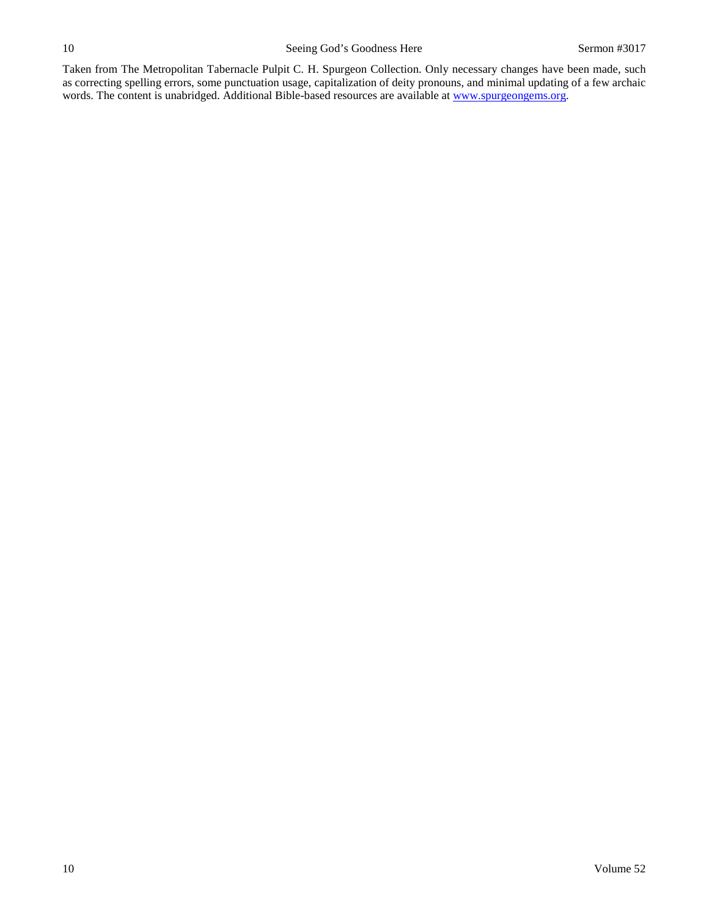Taken from The Metropolitan Tabernacle Pulpit C. H. Spurgeon Collection. Only necessary changes have been made, such as correcting spelling errors, some punctuation usage, capitalization of deity pronouns, and minimal updating of a few archaic words. The content is unabridged. Additional Bible-based resources are available at www.spurgeongems.org.